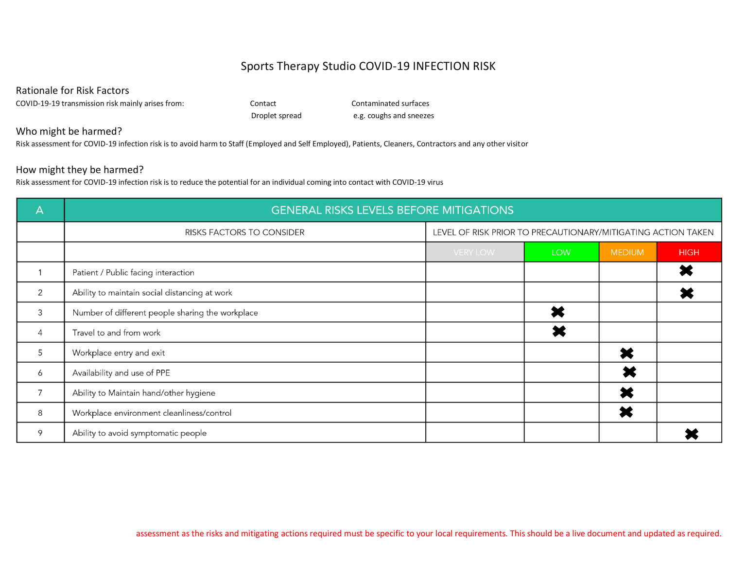# Sports Therapy Studio COVID-19 INFECTION RISK

## Rationale for Risk Factors

COVID-19-19 transmission risk mainly arises from: Contact, Contaminated surfaces, Droplet spread, e.g. coughs and sneezes

## Who might be harmed?

Risk assessment for COVID-19 infection risk is to avoid harm to Staff (Employed and Self Employed), Patients, Cleaners, Contractors and any other visitor

## How might they be harmed?

Risk assessment for COVID-19 infection risk is to reduce the potential for an individual coming into contact with COVID-19 virus

| A | GENERAL RISKS LEVELS BEFORE MITIGATIONS | | | | |
|---|---|---|---|---|---|
| | RISKS FACTORS TO CONSIDER | LEVEL OF RISK PRIOR TO PRECAUTIONARY/MITIGATING ACTION TAKEN | | | |
| | | VERY LOW | LOW | MEDIUM | HIGH |
| 1 | Patient / Public facing interaction | | | | ✖ |
| 2 | Ability to maintain social distancing at work | | | | ✖ |
| 3 | Number of different people sharing the workplace | | ✖ | | |
| 4 | Travel to and from work | | ✖ | | |
| 5 | Workplace entry and exit | | | ✖ | |
| 6 | Availability and use of PPE | | | ✖ | |
| 7 | Ability to Maintain hand/other hygiene | | | ✖ | |
| 8 | Workplace environment cleanliness/control | | | ✖ | |
| 9 | Ability to avoid symptomatic people | | | | ✖ |

assessment as the risks and mitigating actions required must be specific to your local requirements. This should be a live document and updated as required.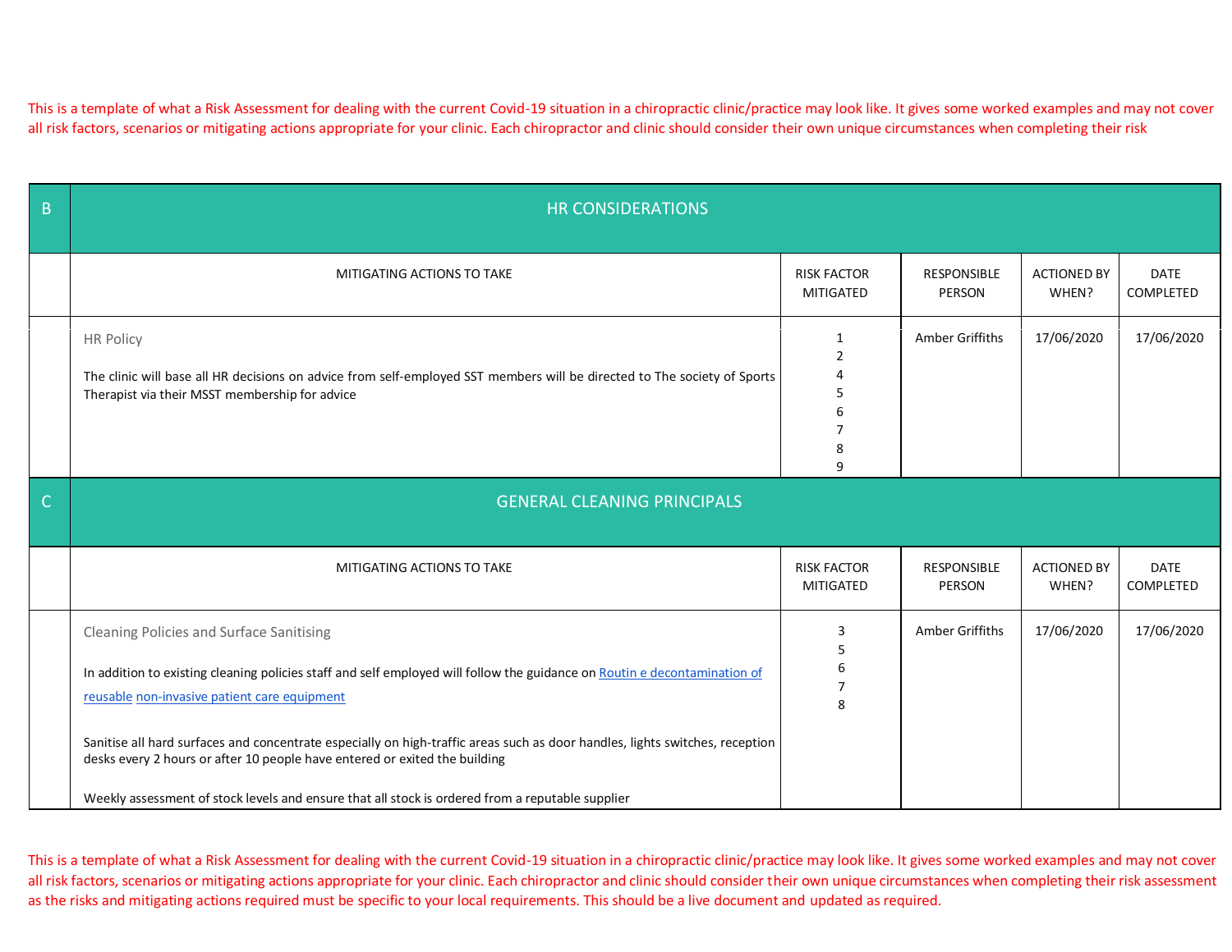This is a template of what a Risk Assessment for dealing with the current Covid-19 situation in a chiropractic clinic/practice may look like. It gives some worked examples and may not cover all risk factors, scenarios or mitigating actions appropriate for your clinic. Each chiropractor and clinic should consider their own unique circumstances when completing their risk

| B | HR CONSIDERATIONS | | | | |
|---|---|---|---|---|---|
| | MITIGATING ACTIONS TO TAKE | RISK FACTOR MITIGATED | RESPONSIBLE PERSON | ACTIONED BY WHEN? | DATE COMPLETED |
| | HR Policy<br><br>The clinic will base all HR decisions on advice from self-employed SST members will be directed to The society of Sports Therapist via their MSST membership for advice | 1<br>2<br>4<br>5<br>6<br>7<br>8<br>9 | Amber Griffiths | 17/06/2020 | 17/06/2020 |

| C | GENERAL CLEANING PRINCIPALS | | | | |
|---|---|---|---|---|---|
| | MITIGATING ACTIONS TO TAKE | RISK FACTOR MITIGATED | RESPONSIBLE PERSON | ACTIONED BY WHEN? | DATE COMPLETED |
| | Cleaning Policies and Surface Sanitising<br><br>In addition to existing cleaning policies staff and self employed will follow the guidance on Routin e decontamination of reusable non-invasive patient care equipment<br><br>Sanitise all hard surfaces and concentrate especially on high-traffic areas such as door handles, lights switches, reception desks every 2 hours or after 10 people have entered or exited the building<br><br>Weekly assessment of stock levels and ensure that all stock is ordered from a reputable supplier | 3<br>5<br>6<br>7<br>8 | Amber Griffiths | 17/06/2020 | 17/06/2020 |

This is a template of what a Risk Assessment for dealing with the current Covid-19 situation in a chiropractic clinic/practice may look like. It gives some worked examples and may not cover all risk factors, scenarios or mitigating actions appropriate for your clinic. Each chiropractor and clinic should consider their own unique circumstances when completing their risk assessment as the risks and mitigating actions required must be specific to your local requirements. This should be a live document and updated as required.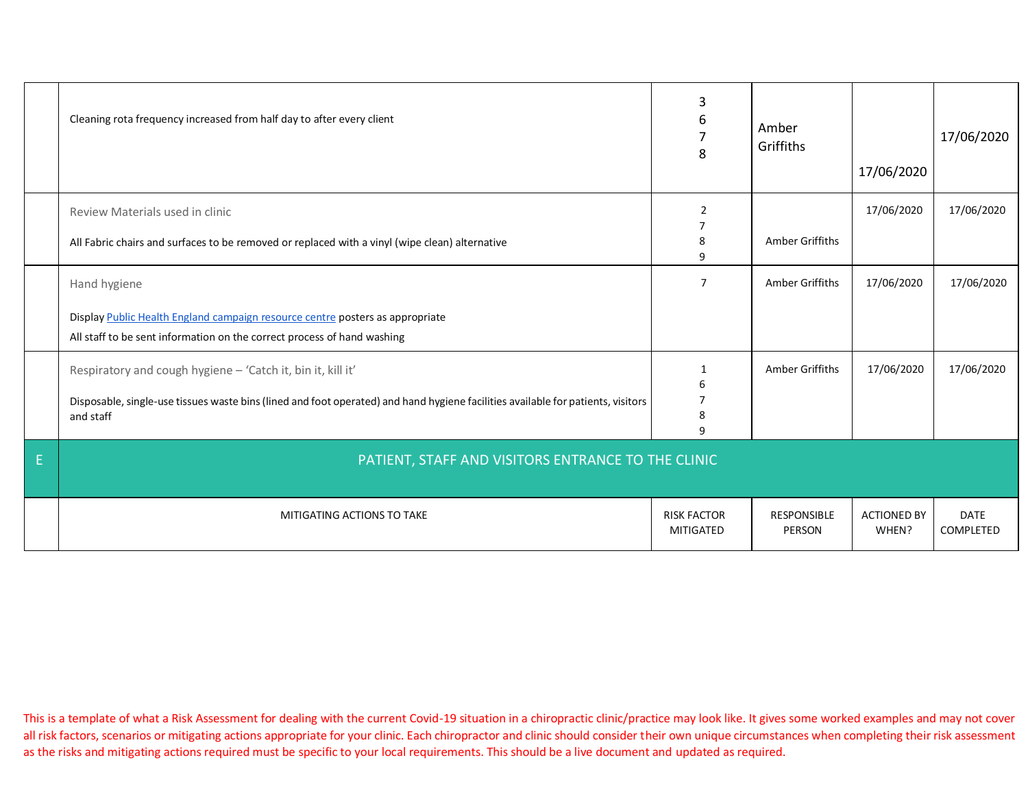| | | | | | |
|---|---|---|---|---|---|
| | Cleaning rota frequency increased from half day to after every client | 3<br>6<br>7<br>8 | Amber Griffiths | 17/06/2020 | 17/06/2020 |
| | Review Materials used in clinic<br><br>All Fabric chairs and surfaces to be removed or replaced with a vinyl (wipe clean) alternative | 2<br>7<br>8<br>9 | Amber Griffiths | 17/06/2020 | 17/06/2020 |
| | Hand hygiene<br><br>Display [Public Health England campaign resource centre]() posters as appropriate<br>All staff to be sent information on the correct process of hand washing | 7 | Amber Griffiths | 17/06/2020 | 17/06/2020 |
| | Respiratory and cough hygiene – 'Catch it, bin it, kill it'<br><br>Disposable, single-use tissues waste bins (lined and foot operated) and hand hygiene facilities available for patients, visitors and staff | 1<br>6<br>7<br>8<br>9 | Amber Griffiths | 17/06/2020 | 17/06/2020 |
| E | PATIENT, STAFF AND VISITORS ENTRANCE TO THE CLINIC | | | | |
| | MITIGATING ACTIONS TO TAKE | RISK FACTOR MITIGATED | RESPONSIBLE PERSON | ACTIONED BY WHEN? | DATE COMPLETED |

This is a template of what a Risk Assessment for dealing with the current Covid-19 situation in a chiropractic clinic/practice may look like. It gives some worked examples and may not cover all risk factors, scenarios or mitigating actions appropriate for your clinic. Each chiropractor and clinic should consider their own unique circumstances when completing their risk assessment as the risks and mitigating actions required must be specific to your local requirements. This should be a live document and updated as required.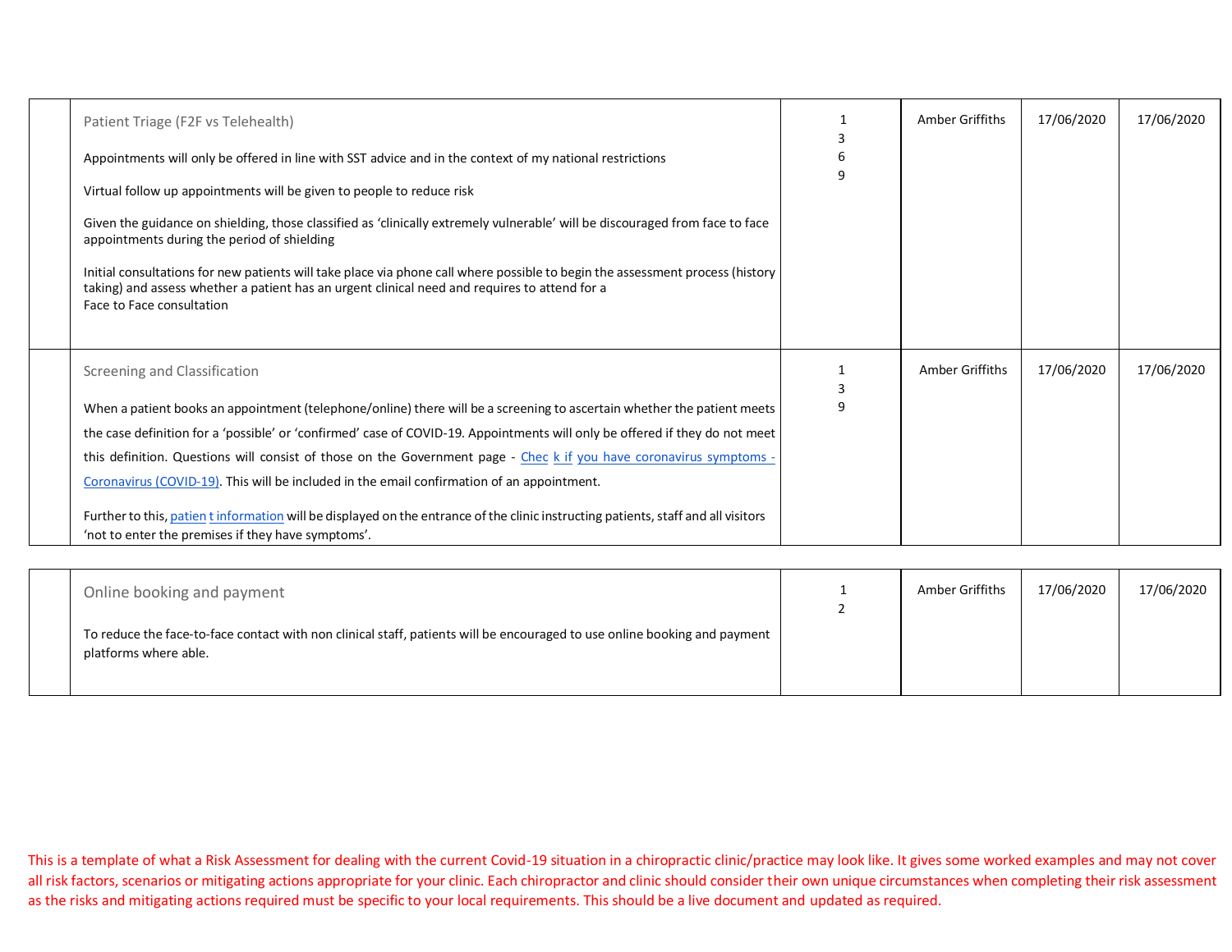| | | | | | |
|---|---|---|---|---|---|
| | Patient Triage (F2F vs Telehealth)<br><br>Appointments will only be offered in line with SST advice and in the context of my national restrictions<br><br>Virtual follow up appointments will be given to people to reduce risk<br><br>Given the guidance on shielding, those classified as 'clinically extremely vulnerable' will be discouraged from face to face appointments during the period of shielding<br><br>Initial consultations for new patients will take place via phone call where possible to begin the assessment process (history taking) and assess whether a patient has an urgent clinical need and requires to attend for a Face to Face consultation | 1<br>3<br>6<br>9 | Amber Griffiths | 17/06/2020 | 17/06/2020 |
| | Screening and Classification<br><br>When a patient books an appointment (telephone/online) there will be a screening to ascertain whether the patient meets the case definition for a 'possible' or 'confirmed' case of COVID-19. Appointments will only be offered if they do not meet this definition. Questions will consist of those on the Government page - Chec k if you have coronavirus symptoms - Coronavirus (COVID-19). This will be included in the email confirmation of an appointment.<br><br>Further to this, patien t information will be displayed on the entrance of the clinic instructing patients, staff and all visitors 'not to enter the premises if they have symptoms'. | 1<br>3<br>9 | Amber Griffiths | 17/06/2020 | 17/06/2020 |
| | Online booking and payment<br><br>To reduce the face-to-face contact with non clinical staff, patients will be encouraged to use online booking and payment platforms where able. | 1<br>2 | Amber Griffiths | 17/06/2020 | 17/06/2020 |

This is a template of what a Risk Assessment for dealing with the current Covid-19 situation in a chiropractic clinic/practice may look like. It gives some worked examples and may not cover all risk factors, scenarios or mitigating actions appropriate for your clinic. Each chiropractor and clinic should consider their own unique circumstances when completing their risk assessment as the risks and mitigating actions required must be specific to your local requirements. This should be a live document and updated as required.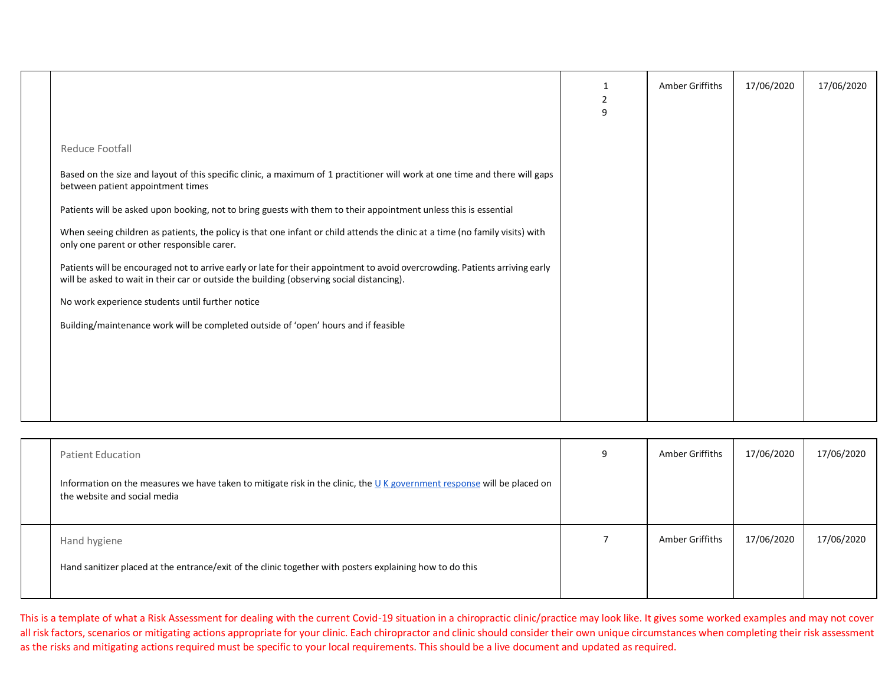| | | | | | |
|---|---|---|---|---|---|
| | Reduce Footfall<br><br>Based on the size and layout of this specific clinic, a maximum of 1 practitioner will work at one time and there will gaps between patient appointment times<br><br>Patients will be asked upon booking, not to bring guests with them to their appointment unless this is essential<br><br>When seeing children as patients, the policy is that one infant or child attends the clinic at a time (no family visits) with only one parent or other responsible carer.<br><br>Patients will be encouraged not to arrive early or late for their appointment to avoid overcrowding. Patients arriving early will be asked to wait in their car or outside the building (observing social distancing).<br><br>No work experience students until further notice<br><br>Building/maintenance work will be completed outside of 'open' hours and if feasible | 1<br>2<br>9 | Amber Griffiths | 17/06/2020 | 17/06/2020 |
| | Patient Education<br><br>Information on the measures we have taken to mitigate risk in the clinic, the [U K government response](#) will be placed on the website and social media | 9 | Amber Griffiths | 17/06/2020 | 17/06/2020 |
| | Hand hygiene<br><br>Hand sanitizer placed at the entrance/exit of the clinic together with posters explaining how to do this | 7 | Amber Griffiths | 17/06/2020 | 17/06/2020 |

This is a template of what a Risk Assessment for dealing with the current Covid-19 situation in a chiropractic clinic/practice may look like. It gives some worked examples and may not cover all risk factors, scenarios or mitigating actions appropriate for your clinic. Each chiropractor and clinic should consider their own unique circumstances when completing their risk assessment as the risks and mitigating actions required must be specific to your local requirements. This should be a live document and updated as required.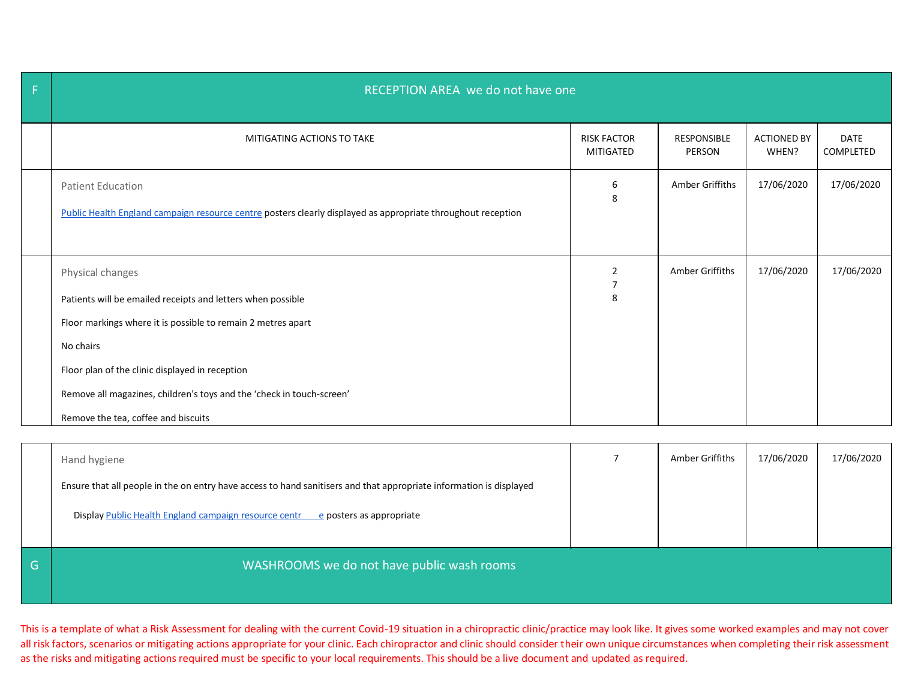| F | RECEPTION AREA we do not have one | | | | |
|---|---|---|---|---|---|
| | MITIGATING ACTIONS TO TAKE | RISK FACTOR MITIGATED | RESPONSIBLE PERSON | ACTIONED BY WHEN? | DATE COMPLETED |
| | Patient Education<br><br>[Public Health England campaign resource centre]() posters clearly displayed as appropriate throughout reception | 6<br>8 | Amber Griffiths | 17/06/2020 | 17/06/2020 |
| | Physical changes<br><br>Patients will be emailed receipts and letters when possible<br><br>Floor markings where it is possible to remain 2 metres apart<br><br>No chairs<br><br>Floor plan of the clinic displayed in reception<br><br>Remove all magazines, children's toys and the 'check in touch-screen'<br><br>Remove the tea, coffee and biscuits | 2<br>7<br>8 | Amber Griffiths | 17/06/2020 | 17/06/2020 |
| | Hand hygiene<br><br>Ensure that all people in the on entry have access to hand sanitisers and that appropriate information is displayed<br><br>Display [Public Health England campaign resource centre]() posters as appropriate | 7 | Amber Griffiths | 17/06/2020 | 17/06/2020 |
| G | WASHROOMS we do not have public wash rooms | | | | |

This is a template of what a Risk Assessment for dealing with the current Covid-19 situation in a chiropractic clinic/practice may look like. It gives some worked examples and may not cover all risk factors, scenarios or mitigating actions appropriate for your clinic. Each chiropractor and clinic should consider their own unique circumstances when completing their risk assessment as the risks and mitigating actions required must be specific to your local requirements. This should be a live document and updated as required.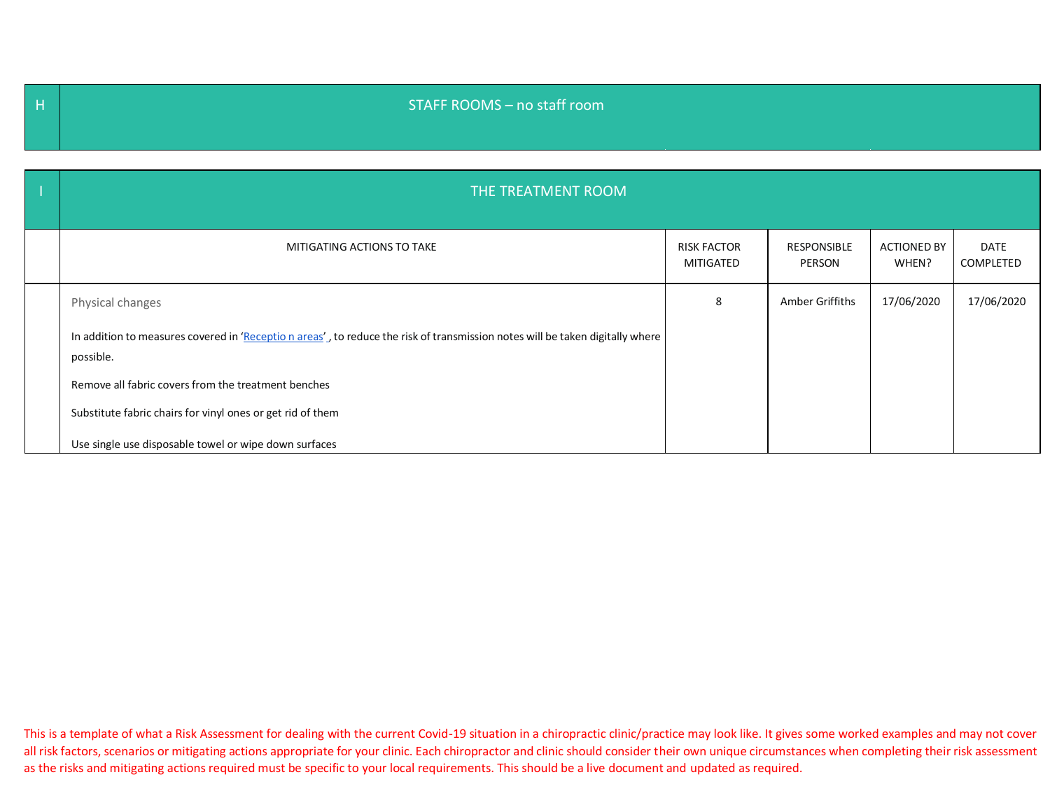| H | STAFF ROOMS – no staff room |
|---|---|

| I | THE TREATMENT ROOM | | | | |
|---|---|---|---|---|---|
| | MITIGATING ACTIONS TO TAKE | RISK FACTOR MITIGATED | RESPONSIBLE PERSON | ACTIONED BY WHEN? | DATE COMPLETED |
| | Physical changes<br><br>In addition to measures covered in 'Receptio n areas', to reduce the risk of transmission notes will be taken digitally where possible.<br><br>Remove all fabric covers from the treatment benches<br><br>Substitute fabric chairs for vinyl ones or get rid of them<br><br>Use single use disposable towel or wipe down surfaces | 8 | Amber Griffiths | 17/06/2020 | 17/06/2020 |

This is a template of what a Risk Assessment for dealing with the current Covid-19 situation in a chiropractic clinic/practice may look like. It gives some worked examples and may not cover all risk factors, scenarios or mitigating actions appropriate for your clinic. Each chiropractor and clinic should consider their own unique circumstances when completing their risk assessment as the risks and mitigating actions required must be specific to your local requirements. This should be a live document and updated as required.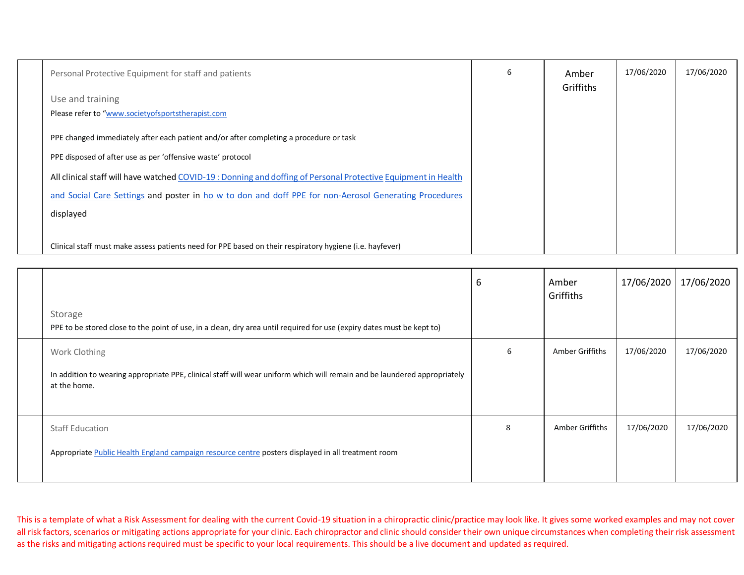| | | | | | |
|---|---|---|---|---|---|
| | Personal Protective Equipment for staff and patients<br><br>Use and training<br>Please refer to "www.societyofsportstherapist.com<br><br>PPE changed immediately after each patient and/or after completing a procedure or task<br><br>PPE disposed of after use as per 'offensive waste' protocol<br><br>All clinical staff will have watched COVID-19 : Donning and doffing of Personal Protective Equipment in Health and Social Care Settings and poster in ho w to don and doff PPE for non-Aerosol Generating Procedures displayed<br><br>Clinical staff must make assess patients need for PPE based on their respiratory hygiene (i.e. hayfever) | 6 | Amber Griffiths | 17/06/2020 | 17/06/2020 |
| | Storage<br>PPE to be stored close to the point of use, in a clean, dry area until required for use (expiry dates must be kept to) | 6 | Amber Griffiths | 17/06/2020 | 17/06/2020 |
| | Work Clothing<br><br>In addition to wearing appropriate PPE, clinical staff will wear uniform which will remain and be laundered appropriately at the home. | 6 | Amber Griffiths | 17/06/2020 | 17/06/2020 |
| | Staff Education<br><br>Appropriate Public Health England campaign resource centre posters displayed in all treatment room | 8 | Amber Griffiths | 17/06/2020 | 17/06/2020 |

This is a template of what a Risk Assessment for dealing with the current Covid-19 situation in a chiropractic clinic/practice may look like. It gives some worked examples and may not cover all risk factors, scenarios or mitigating actions appropriate for your clinic. Each chiropractor and clinic should consider their own unique circumstances when completing their risk assessment as the risks and mitigating actions required must be specific to your local requirements. This should be a live document and updated as required.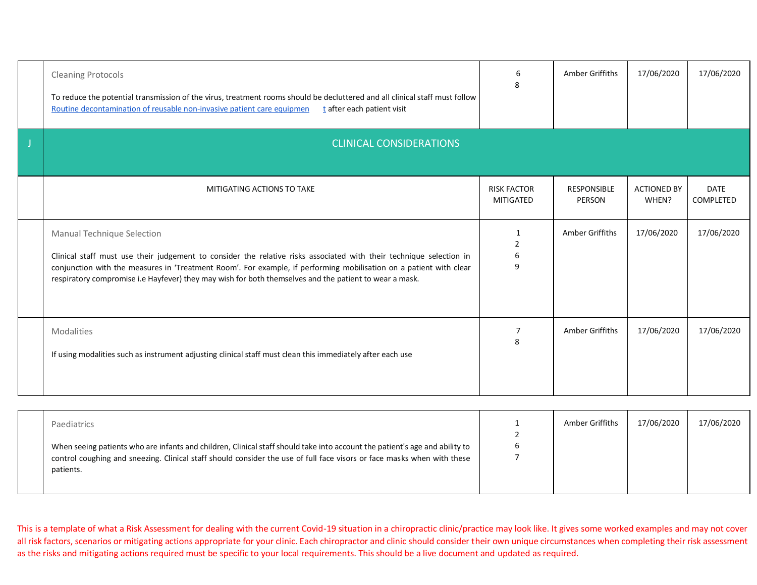| | | | | | |
|---|---|---|---|---|---|
| | Cleaning Protocols<br><br>To reduce the potential transmission of the virus, treatment rooms should be decluttered and all clinical staff must follow [Routine decontamination of reusable non-invasive patient care equipment](#) after each patient visit | 6<br>8 | Amber Griffiths | 17/06/2020 | 17/06/2020 |
| J | CLINICAL CONSIDERATIONS | | | | |
| | MITIGATING ACTIONS TO TAKE | RISK FACTOR MITIGATED | RESPONSIBLE PERSON | ACTIONED BY WHEN? | DATE COMPLETED |
| | Manual Technique Selection<br><br>Clinical staff must use their judgement to consider the relative risks associated with their technique selection in conjunction with the measures in 'Treatment Room'. For example, if performing mobilisation on a patient with clear respiratory compromise i.e Hayfever) they may wish for both themselves and the patient to wear a mask. | 1<br>2<br>6<br>9 | Amber Griffiths | 17/06/2020 | 17/06/2020 |
| | Modalities<br><br>If using modalities such as instrument adjusting clinical staff must clean this immediately after each use | 7<br>8 | Amber Griffiths | 17/06/2020 | 17/06/2020 |
| | Paediatrics<br><br>When seeing patients who are infants and children, Clinical staff should take into account the patient's age and ability to control coughing and sneezing. Clinical staff should consider the use of full face visors or face masks when with these patients. | 1<br>2<br>6<br>7 | Amber Griffiths | 17/06/2020 | 17/06/2020 |

This is a template of what a Risk Assessment for dealing with the current Covid-19 situation in a chiropractic clinic/practice may look like. It gives some worked examples and may not cover all risk factors, scenarios or mitigating actions appropriate for your clinic. Each chiropractor and clinic should consider their own unique circumstances when completing their risk assessment as the risks and mitigating actions required must be specific to your local requirements. This should be a live document and updated as required.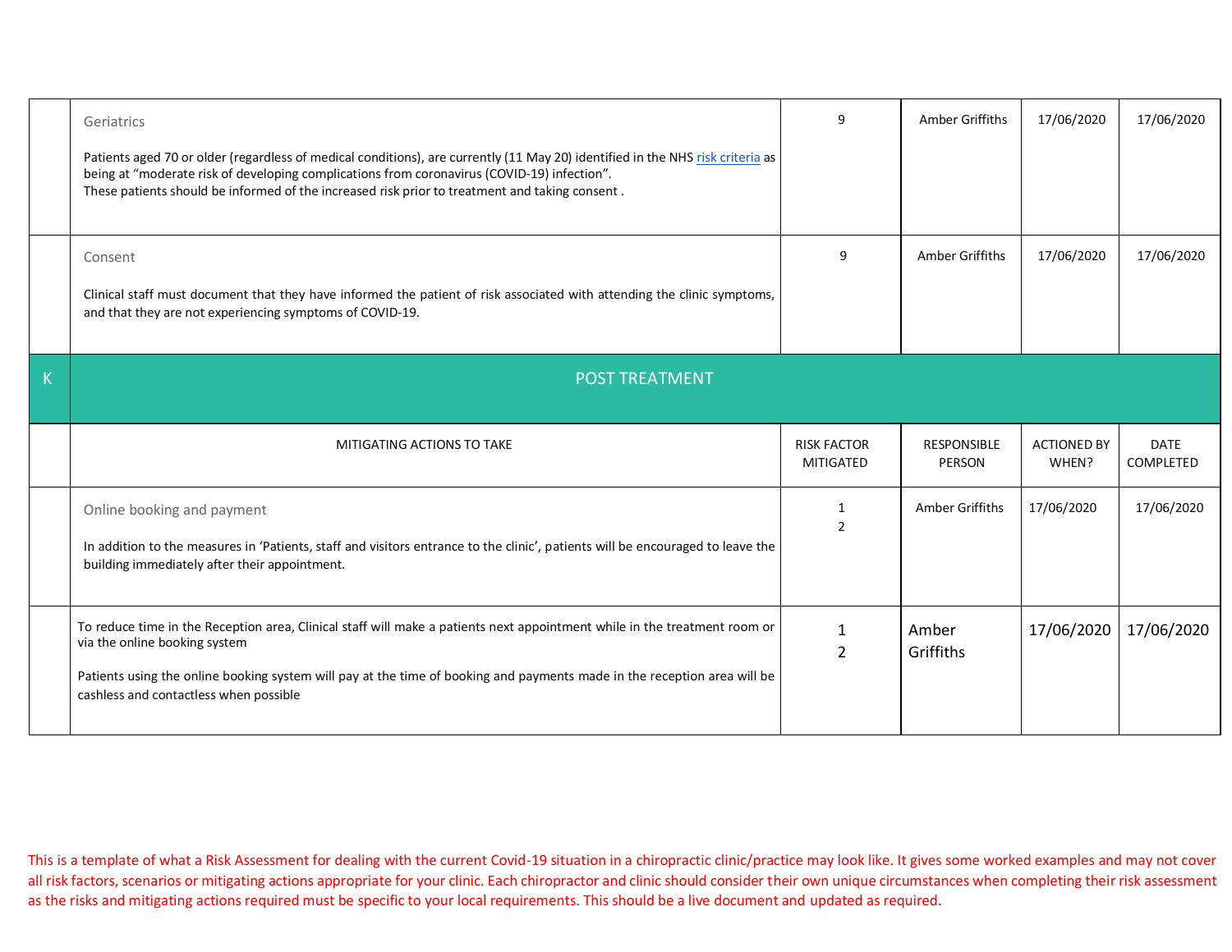| | | | | | |
|---|---|---|---|---|---|
| | Geriatrics<br><br>Patients aged 70 or older (regardless of medical conditions), are currently (11 May 20) identified in the NHS [risk criteria]() as being at "moderate risk of developing complications from coronavirus (COVID-19) infection".<br>These patients should be informed of the increased risk prior to treatment and taking consent . | 9 | Amber Griffiths | 17/06/2020 | 17/06/2020 |
| | Consent<br><br>Clinical staff must document that they have informed the patient of risk associated with attending the clinic symptoms, and that they are not experiencing symptoms of COVID-19. | 9 | Amber Griffiths | 17/06/2020 | 17/06/2020 |
| K | POST TREATMENT | | | | |
| | MITIGATING ACTIONS TO TAKE | RISK FACTOR MITIGATED | RESPONSIBLE PERSON | ACTIONED BY WHEN? | DATE COMPLETED |
| | Online booking and payment<br><br>In addition to the measures in 'Patients, staff and visitors entrance to the clinic', patients will be encouraged to leave the building immediately after their appointment. | 1<br>2 | Amber Griffiths | 17/06/2020 | 17/06/2020 |
| | To reduce time in the Reception area, Clinical staff will make a patients next appointment while in the treatment room or via the online booking system<br><br>Patients using the online booking system will pay at the time of booking and payments made in the reception area will be cashless and contactless when possible | 1<br>2 | Amber Griffiths | 17/06/2020 | 17/06/2020 |

This is a template of what a Risk Assessment for dealing with the current Covid-19 situation in a chiropractic clinic/practice may look like. It gives some worked examples and may not cover all risk factors, scenarios or mitigating actions appropriate for your clinic. Each chiropractor and clinic should consider their own unique circumstances when completing their risk assessment as the risks and mitigating actions required must be specific to your local requirements. This should be a live document and updated as required.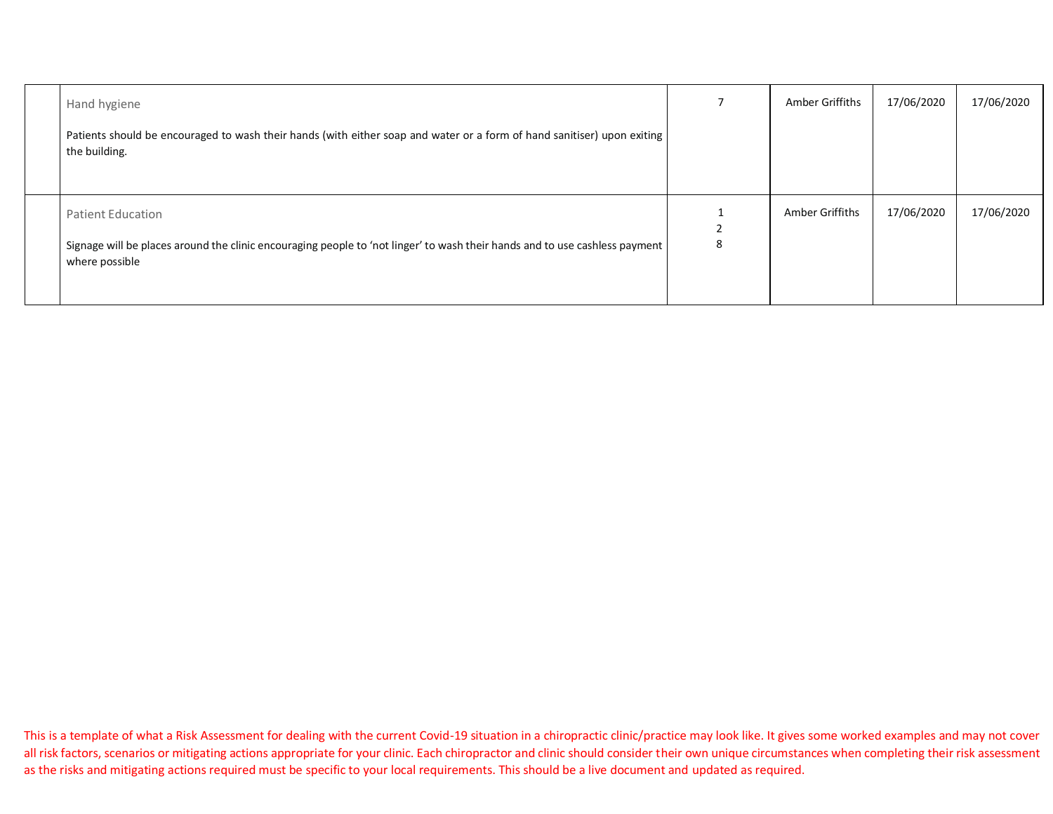|  |  |  |  |  |  |
|---|---|---|---|---|---|
|  | Hand hygiene<br><br>Patients should be encouraged to wash their hands (with either soap and water or a form of hand sanitiser) upon exiting the building. | 7 | Amber Griffiths | 17/06/2020 | 17/06/2020 |
|  | Patient Education<br><br>Signage will be places around the clinic encouraging people to 'not linger' to wash their hands and to use cashless payment where possible | 1<br>2<br>8 | Amber Griffiths | 17/06/2020 | 17/06/2020 |

This is a template of what a Risk Assessment for dealing with the current Covid-19 situation in a chiropractic clinic/practice may look like. It gives some worked examples and may not cover all risk factors, scenarios or mitigating actions appropriate for your clinic. Each chiropractor and clinic should consider their own unique circumstances when completing their risk assessment as the risks and mitigating actions required must be specific to your local requirements. This should be a live document and updated as required.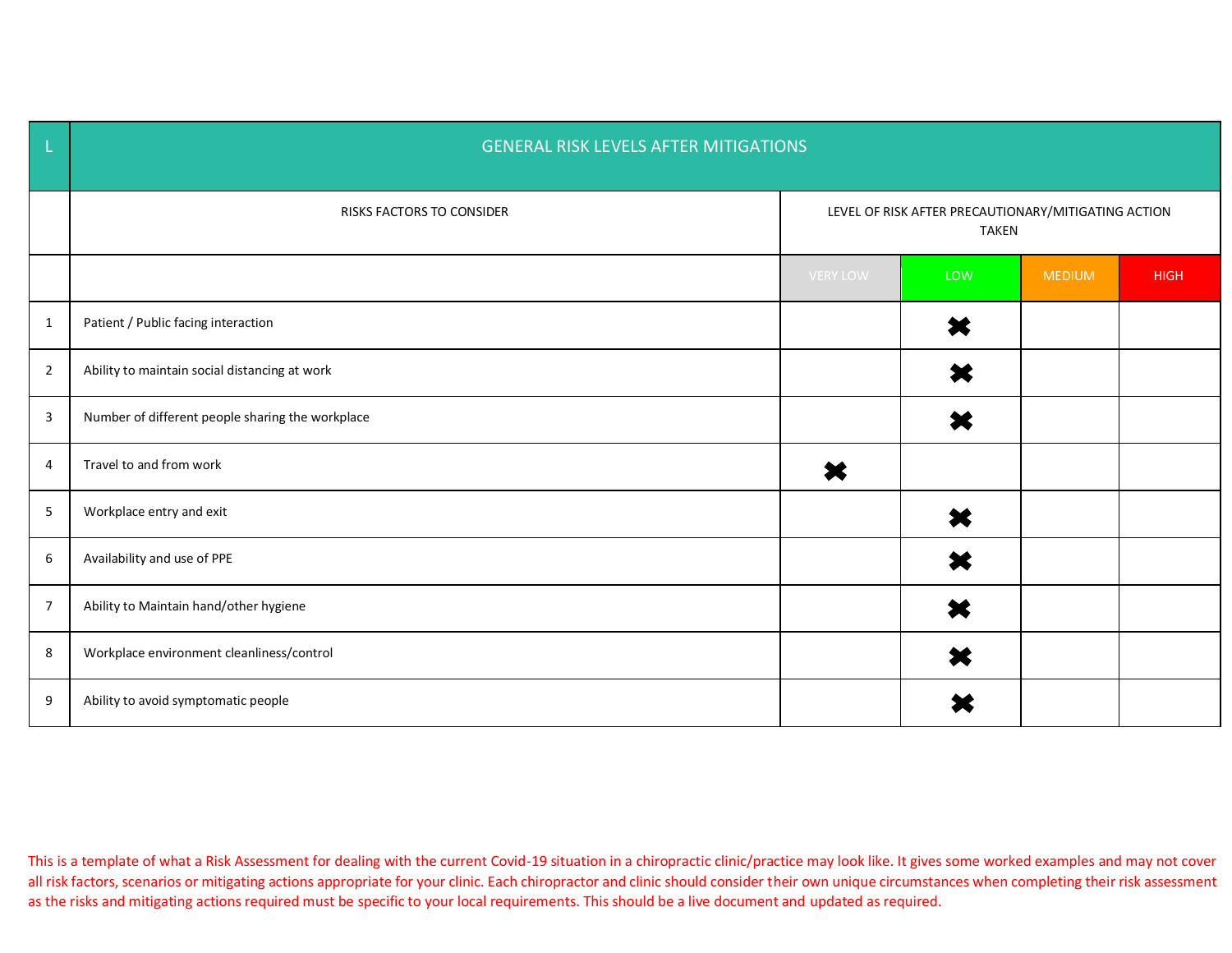| L | GENERAL RISK LEVELS AFTER MITIGATIONS | | | | |
|---|---|---|---|---|---|
| | RISKS FACTORS TO CONSIDER | LEVEL OF RISK AFTER PRECAUTIONARY/MITIGATING ACTION TAKEN | | | |
| | | VERY LOW | LOW | MEDIUM | HIGH |
| 1 | Patient / Public facing interaction | | ✖ | | |
| 2 | Ability to maintain social distancing at work | | ✖ | | |
| 3 | Number of different people sharing the workplace | | ✖ | | |
| 4 | Travel to and from work | ✖ | | | |
| 5 | Workplace entry and exit | | ✖ | | |
| 6 | Availability and use of PPE | | ✖ | | |
| 7 | Ability to Maintain hand/other hygiene | | ✖ | | |
| 8 | Workplace environment cleanliness/control | | ✖ | | |
| 9 | Ability to avoid symptomatic people | | ✖ | | |

This is a template of what a Risk Assessment for dealing with the current Covid-19 situation in a chiropractic clinic/practice may look like. It gives some worked examples and may not cover all risk factors, scenarios or mitigating actions appropriate for your clinic. Each chiropractor and clinic should consider their own unique circumstances when completing their risk assessment as the risks and mitigating actions required must be specific to your local requirements. This should be a live document and updated as required.